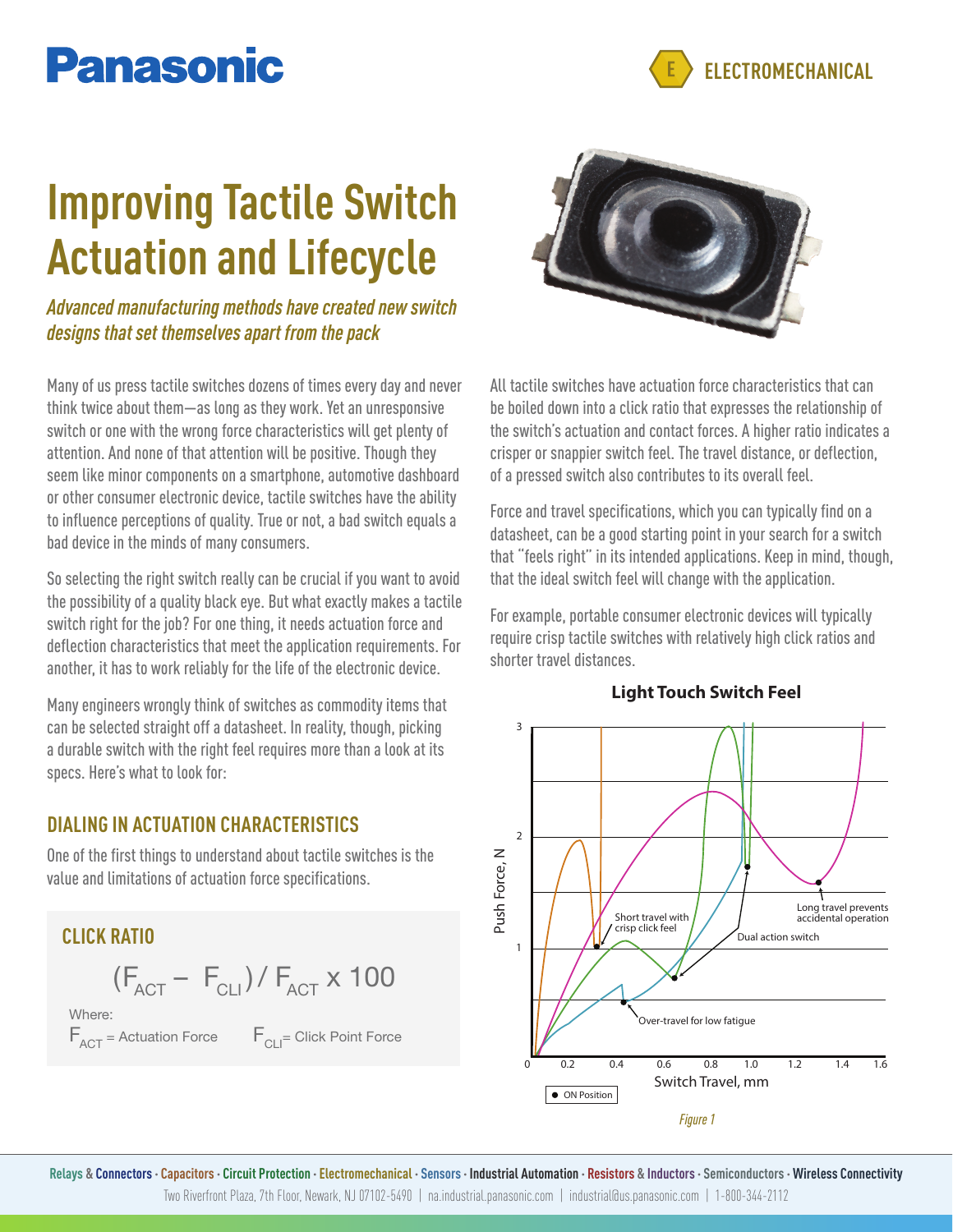# Improving Tactile Switch Actuation and Lifecycle

*Advanced manufacturing methods have created new switch designs that set themselves apart from the pack*

Many of us press tactile switches dozens of times every day and never think twice about them—as long as they work. Yet an unresponsive switch or one with the wrong force characteristics will get plenty of attention. And none of that attention will be positive. Though they seem like minor components on a smartphone, automotive dashboard or other consumer electronic device, tactile switches have the ability to influence perceptions of quality. True or not, a bad switch equals a bad device in the minds of many consumers.

So selecting the right switch really can be crucial if you want to avoid the possibility of a quality black eye. But what exactly makes a tactile switch right for the job? For one thing, it needs actuation force and deflection characteristics that meet the application requirements. For another, it has to work reliably for the life of the electronic device.

Many engineers wrongly think of switches as commodity items that can be selected straight off a datasheet. In reality, though, picking a durable switch with the right feel requires more than a look at its specs. Here's what to look for:

## DIALING IN ACTUATION CHARACTERISTICS

One of the first things to understand about tactile switches is the value and limitations of actuation force specifications.

### CLICK RATIO

$$(F_{ACT} - F_{CLI}) / F_{ACT} \times 100$$

Where:

$F_{ACT}$ = Actuation Force $F_{CLI}$ = Click Point Force

All tactile switches have actuation force characteristics that can be boiled down into a click ratio that expresses the relationship of the switch's actuation and contact forces. A higher ratio indicates a crisper or snappier switch feel. The travel distance, or deflection, of a pressed switch also contributes to its overall feel.

Force and travel specifications, which you can typically find on a datasheet, can be a good starting point in your search for a switch that "feels right" in its intended applications. Keep in mind, though, that the ideal switch feel will change with the application.

For example, portable consumer electronic devices will typically require crisp tactile switches with relatively high click ratios and shorter travel distances.

**Light Touch Switch Feel**

*Figure 1*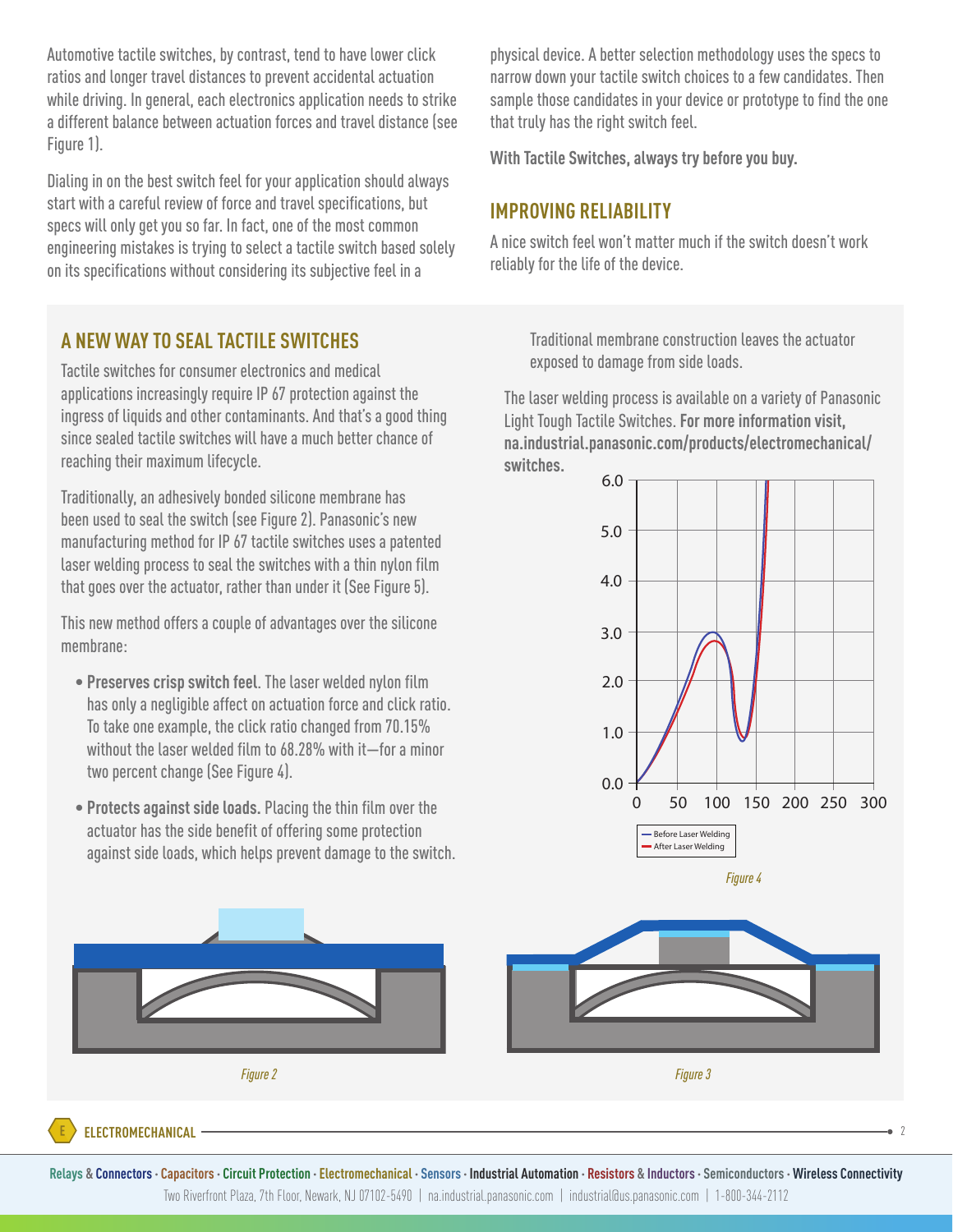Automotive tactile switches, by contrast, tend to have lower click ratios and longer travel distances to prevent accidental actuation while driving. In general, each electronics application needs to strike a different balance between actuation forces and travel distance (see Figure 1).

Dialing in on the best switch feel for your application should always start with a careful review of force and travel specifications, but specs will only get you so far. In fact, one of the most common engineering mistakes is trying to select a tactile switch based solely on its specifications without considering its subjective feel in a physical device. A better selection methodology uses the specs to narrow down your tactile switch choices to a few candidates. Then sample those candidates in your device or prototype to find the one that truly has the right switch feel.

**With Tactile Switches, always try before you buy.**

## IMPROVING RELIABILITY

A nice switch feel won't matter much if the switch doesn't work reliably for the life of the device.

## A NEW WAY TO SEAL TACTILE SWITCHES

Tactile switches for consumer electronics and medical applications increasingly require IP 67 protection against the ingress of liquids and other contaminants. And that's a good thing since sealed tactile switches will have a much better chance of reaching their maximum lifecycle.

Traditionally, an adhesively bonded silicone membrane has been used to seal the switch (see Figure 2). Panasonic's new manufacturing method for IP 67 tactile switches uses a patented laser welding process to seal the switches with a thin nylon film that goes over the actuator, rather than under it (See Figure 5).

This new method offers a couple of advantages over the silicone membrane:

- **Preserves crisp switch feel**. The laser welded nylon film has only a negligible affect on actuation force and click ratio. To take one example, the click ratio changed from 70.15% without the laser welded film to 68.28% with it—for a minor two percent change (See Figure 4).
- **Protects against side loads.** Placing the thin film over the actuator has the side benefit of offering some protection against side loads, which helps prevent damage to the switch. Traditional membrane construction leaves the actuator exposed to damage from side loads.

The laser welding process is available on a variety of Panasonic Light Tough Tactile Switches. **For more information visit, na.industrial.panasonic.com/products/electromechanical/switches.**

*Figure 4*

*Figure 2*

*Figure 3*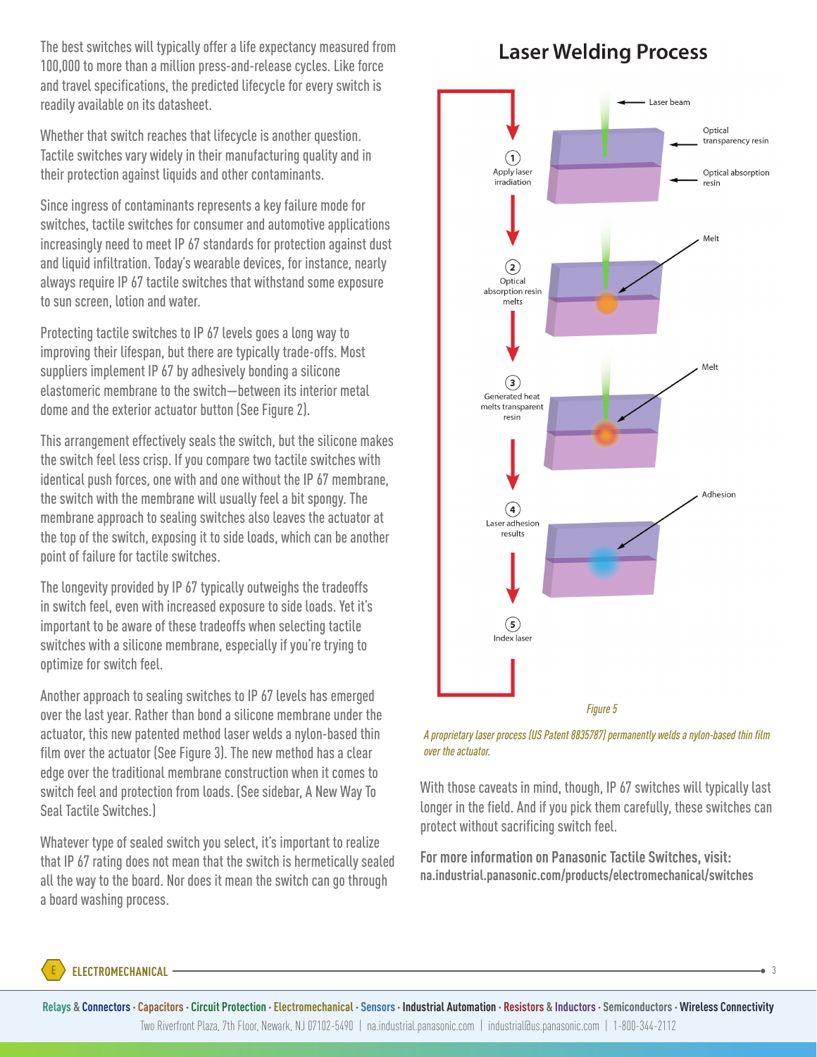The best switches will typically offer a life expectancy measured from 100,000 to more than a million press-and-release cycles. Like force and travel specifications, the predicted lifecycle for every switch is readily available on its datasheet.

Whether that switch reaches that lifecycle is another question. Tactile switches vary widely in their manufacturing quality and in their protection against liquids and other contaminants.

Since ingress of contaminants represents a key failure mode for switches, tactile switches for consumer and automotive applications increasingly need to meet IP 67 standards for protection against dust and liquid infiltration. Today's wearable devices, for instance, nearly always require IP 67 tactile switches that withstand some exposure to sun screen, lotion and water.

Protecting tactile switches to IP 67 levels goes a long way to improving their lifespan, but there are typically trade-offs. Most suppliers implement IP 67 by adhesively bonding a silicone elastomeric membrane to the switch—between its interior metal dome and the exterior actuator button (See Figure 2).

This arrangement effectively seals the switch, but the silicone makes the switch feel less crisp. If you compare two tactile switches with identical push forces, one with and one without the IP 67 membrane, the switch with the membrane will usually feel a bit spongy. The membrane approach to sealing switches also leaves the actuator at the top of the switch, exposing it to side loads, which can be another point of failure for tactile switches.

The longevity provided by IP 67 typically outweighs the tradeoffs in switch feel, even with increased exposure to side loads. Yet it's important to be aware of these tradeoffs when selecting tactile switches with a silicone membrane, especially if you're trying to optimize for switch feel.

Another approach to sealing switches to IP 67 levels has emerged over the last year. Rather than bond a silicone membrane under the actuator, this new patented method laser welds a nylon-based thin film over the actuator (See Figure 3). The new method has a clear edge over the traditional membrane construction when it comes to switch feel and protection from loads. (See sidebar, A New Way To Seal Tactile Switches.)

Whatever type of sealed switch you select, it's important to realize that IP 67 rating does not mean that the switch is hermetically sealed all the way to the board. Nor does it mean the switch can go through a board washing process.

## Laser Welding Process

Laser beam

Optical transparency resin

Optical absorption resin

1 Apply laser irradiation

2 Optical absorption resin melts

Melt

3 Generated heat melts transparent resin

Melt

4 Laser adhesion results

Adhesion

5 Index laser

*Figure 5*

*A proprietary laser process (US Patent 8835787) permanently welds a nylon-based thin film over the actuator.*

With those caveats in mind, though, IP 67 switches will typically last longer in the field. And if you pick them carefully, these switches can protect without sacrificing switch feel.

**For more information on Panasonic Tactile Switches, visit:**
**na.industrial.panasonic.com/products/electromechanical/switches**